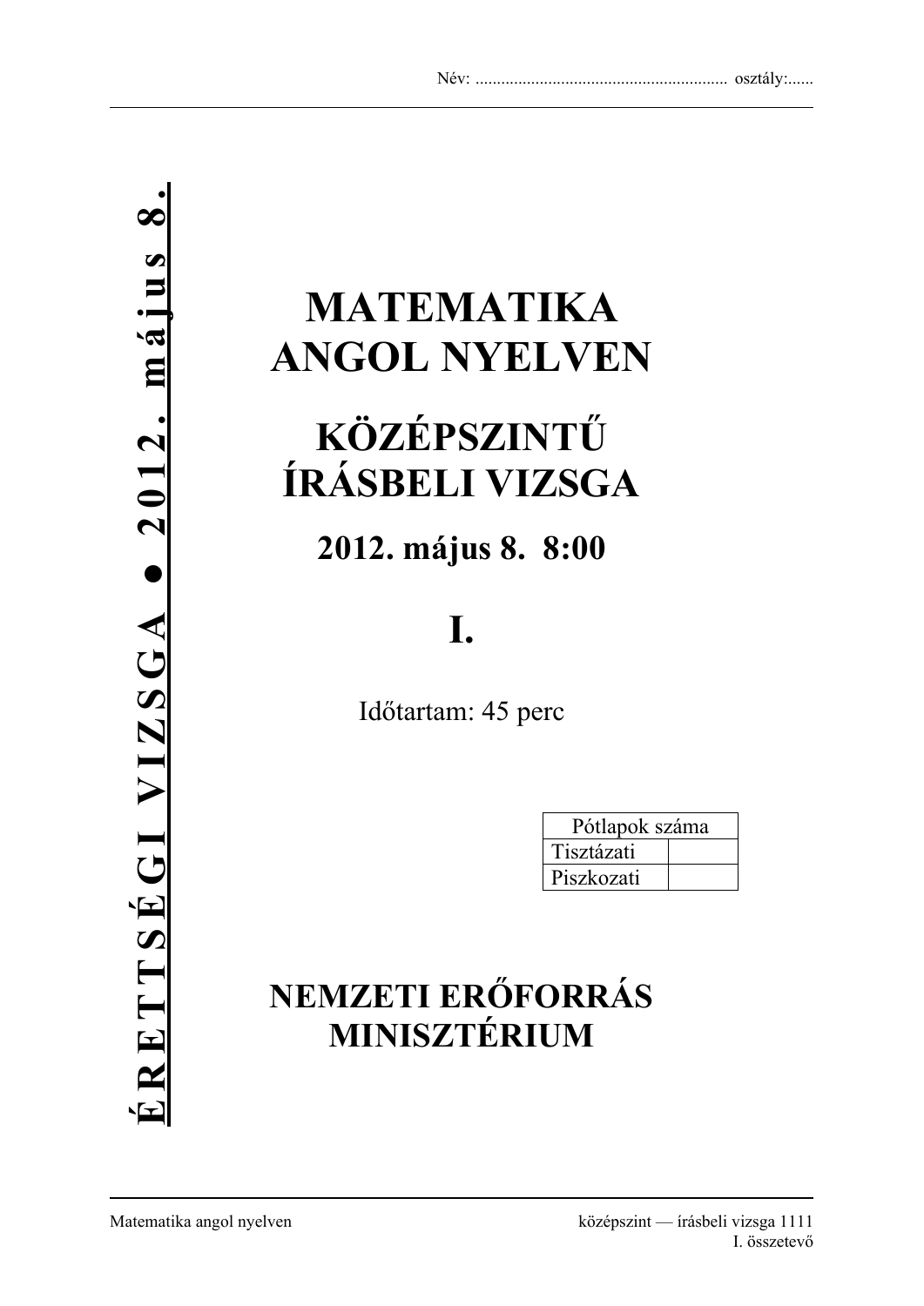Név: ........................................................... osztály:......

**ÉRETTSÉGI VIZSGA ● 2012. május 8.**

# MATEMATIKA ANGOL NYELVEN

# KÖZÉPSZINTŰ ÍRÁSBELI VIZSGA

## 2012. május 8. 8:00

# I.

Időtartam: 45 perc

| Pótlapok száma | |
|---|---|
| Tisztázati | |
| Piszkozati | |

## NEMZETI ERŐFORRÁS MINISZTÉRIUM

Matematika angol nyelven — középszint — írásbeli vizsga 1111

I. összetevő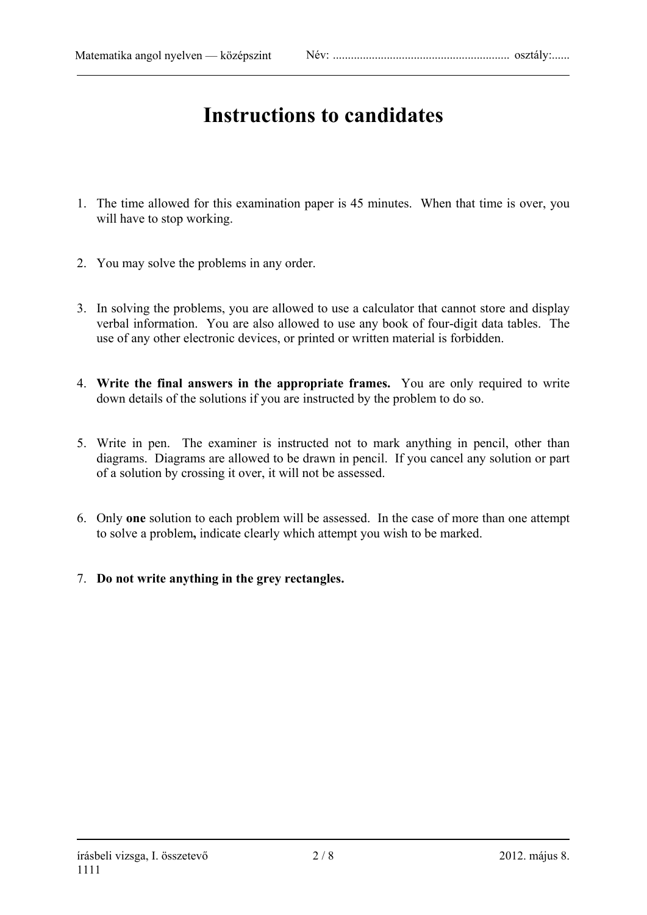# Instructions to candidates

1. The time allowed for this examination paper is 45 minutes. When that time is over, you will have to stop working.

2. You may solve the problems in any order.

3. In solving the problems, you are allowed to use a calculator that cannot store and display verbal information. You are also allowed to use any book of four-digit data tables. The use of any other electronic devices, or printed or written material is forbidden.

4. **Write the final answers in the appropriate frames.** You are only required to write down details of the solutions if you are instructed by the problem to do so.

5. Write in pen. The examiner is instructed not to mark anything in pencil, other than diagrams. Diagrams are allowed to be drawn in pencil. If you cancel any solution or part of a solution by crossing it over, it will not be assessed.

6. Only **one** solution to each problem will be assessed. In the case of more than one attempt to solve a problem**,** indicate clearly which attempt you wish to be marked.

7. **Do not write anything in the grey rectangles.**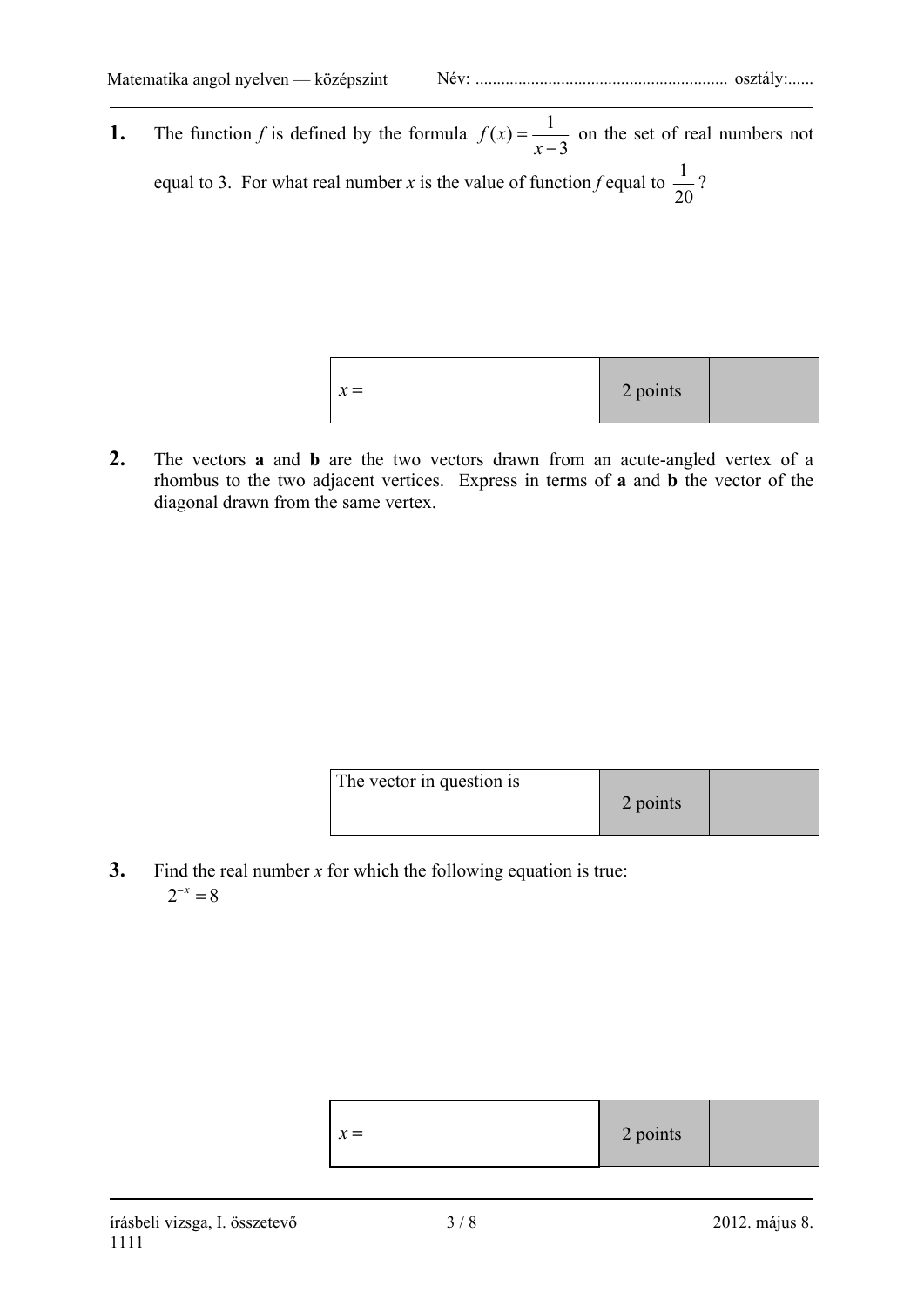**1.** The function $f$ is defined by the formula $f(x) = \frac{1}{x-3}$ on the set of real numbers not equal to 3. For what real number $x$ is the value of function $f$ equal to $\frac{1}{20}$ ?

| $x =$ | 2 points | |
|---|---|---|

**2.** The vectors **a** and **b** are the two vectors drawn from an acute-angled vertex of a rhombus to the two adjacent vertices. Express in terms of **a** and **b** the vector of the diagonal drawn from the same vertex.

| The vector in question is | 2 points | |
|---|---|---|

**3.** Find the real number $x$ for which the following equation is true:
$2^{-x} = 8$

| $x =$ | 2 points | |
|---|---|---|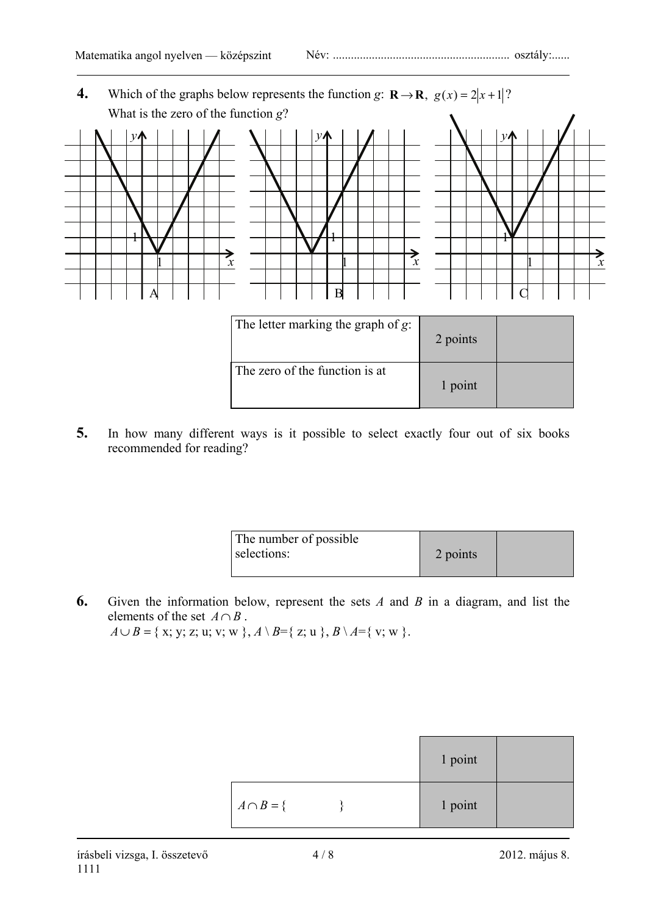**4.** Which of the graphs below represents the function $g\colon \mathbf{R} \to \mathbf{R},\ g(x) = 2|x+1|$?
What is the zero of the function $g$?

A B C

| The letter marking the graph of $g$: | 2 points | |
|---|---|---|
| The zero of the function is at | 1 point | |

**5.** In how many different ways is it possible to select exactly four out of six books recommended for reading?

| The number of possible selections: | 2 points | |
|---|---|---|

**6.** Given the information below, represent the sets $A$ and $B$ in a diagram, and list the elements of the set $A \cap B$.
$A \cup B = \{\ x;\ y;\ z;\ u;\ v;\ w\ \}$, $A \setminus B = \{\ z;\ u\ \}$, $B \setminus A = \{\ v;\ w\ \}$.

| | 1 point | |
|---|---|---|
| $A \cap B = \{\qquad\qquad\}$ | 1 point | |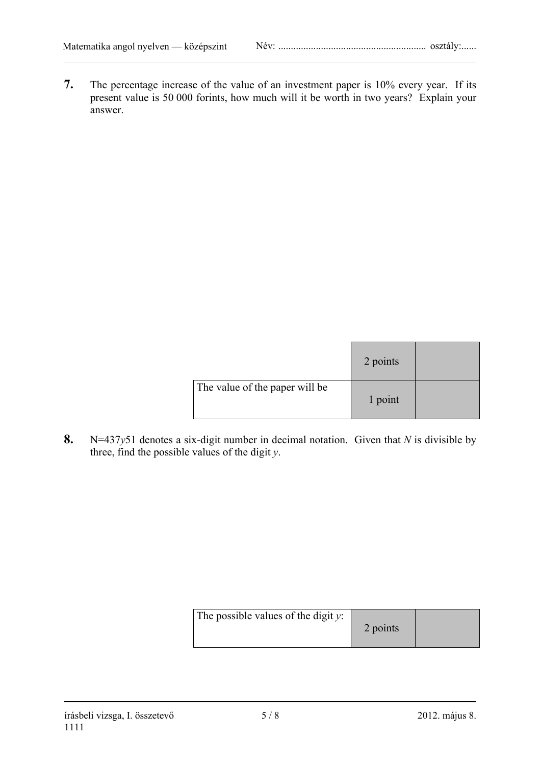**7.** The percentage increase of the value of an investment paper is 10% every year. If its present value is 50 000 forints, how much will it be worth in two years? Explain your answer.

| | 2 points | |
|---|---|---|
| The value of the paper will be | 1 point | |

**8.** N=437*y*51 denotes a six-digit number in decimal notation. Given that *N* is divisible by three, find the possible values of the digit *y*.

| The possible values of the digit *y*: | 2 points | |
|---|---|---|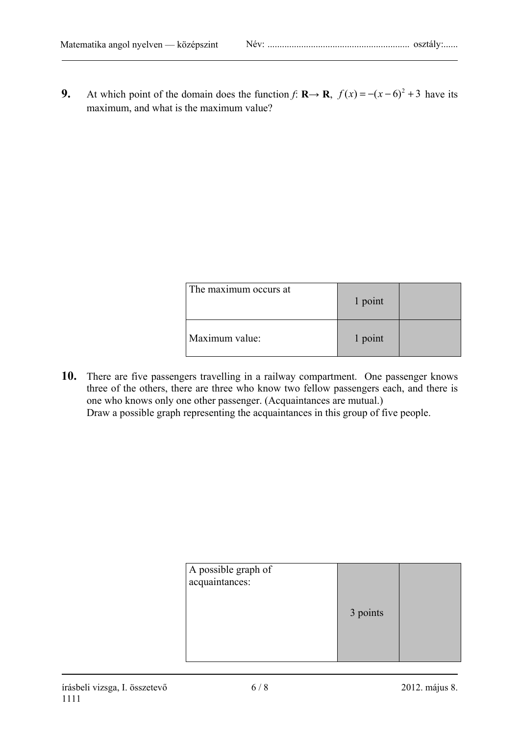**9.** At which point of the domain does the function $f$: $\mathbf{R} \to \mathbf{R}$, $f(x) = -(x-6)^2 + 3$ have its maximum, and what is the maximum value?

| | | |
|---|---|---|
| The maximum occurs at | 1 point | |
| Maximum value: | 1 point | |

**10.** There are five passengers travelling in a railway compartment. One passenger knows three of the others, there are three who know two fellow passengers each, and there is one who knows only one other passenger. (Acquaintances are mutual.)
Draw a possible graph representing the acquaintances in this group of five people.

| | | |
|---|---|---|
| A possible graph of acquaintances: | 3 points | |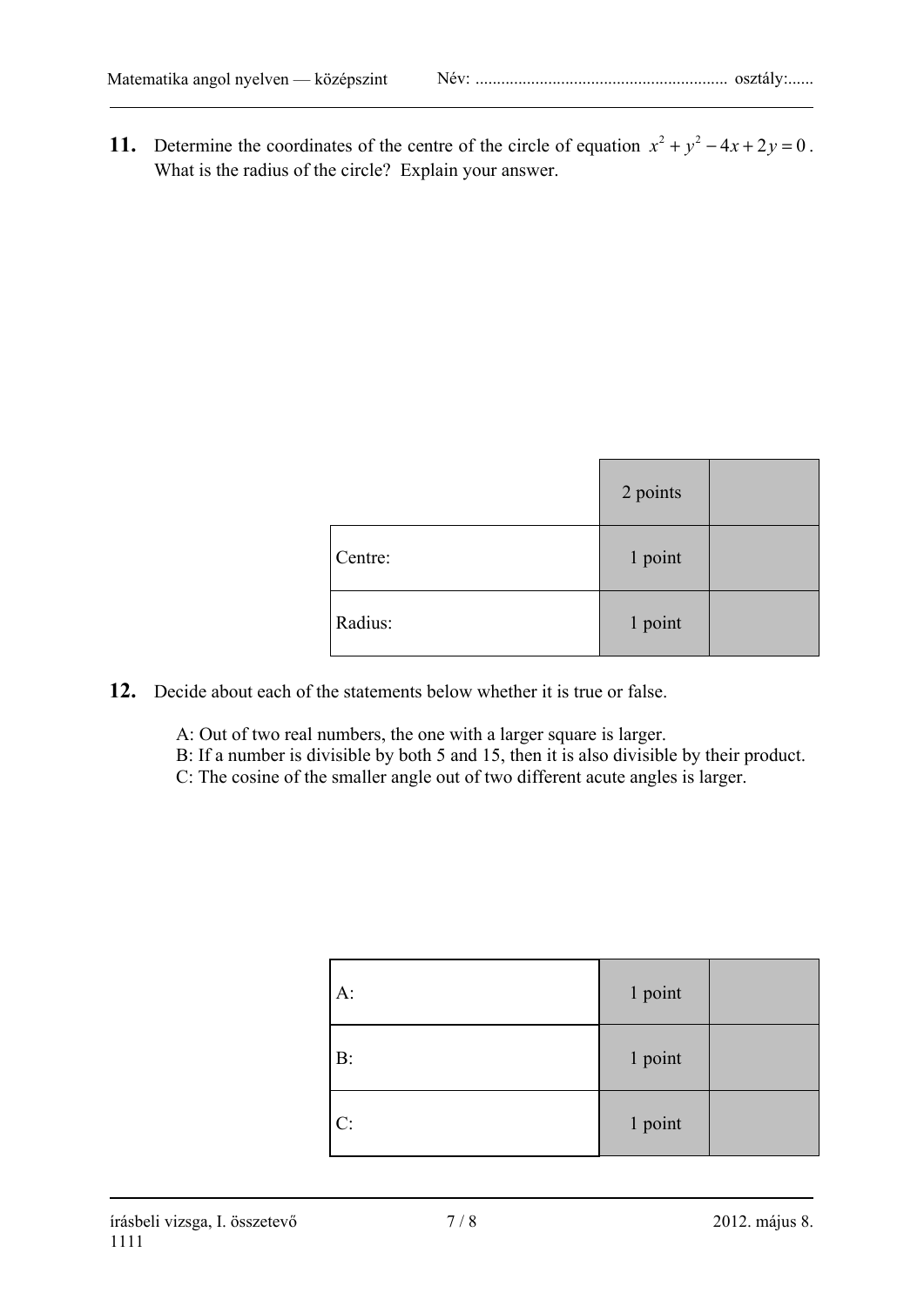**11.** Determine the coordinates of the centre of the circle of equation $x^2 + y^2 - 4x + 2y = 0$. What is the radius of the circle? Explain your answer.

| | 2 points | |
|---|---|---|
| Centre: | 1 point | |
| Radius: | 1 point | |

**12.** Decide about each of the statements below whether it is true or false.

A: Out of two real numbers, the one with a larger square is larger.
B: If a number is divisible by both 5 and 15, then it is also divisible by their product.
C: The cosine of the smaller angle out of two different acute angles is larger.

| | | |
|---|---|---|
| A: | 1 point | |
| B: | 1 point | |
| C: | 1 point | |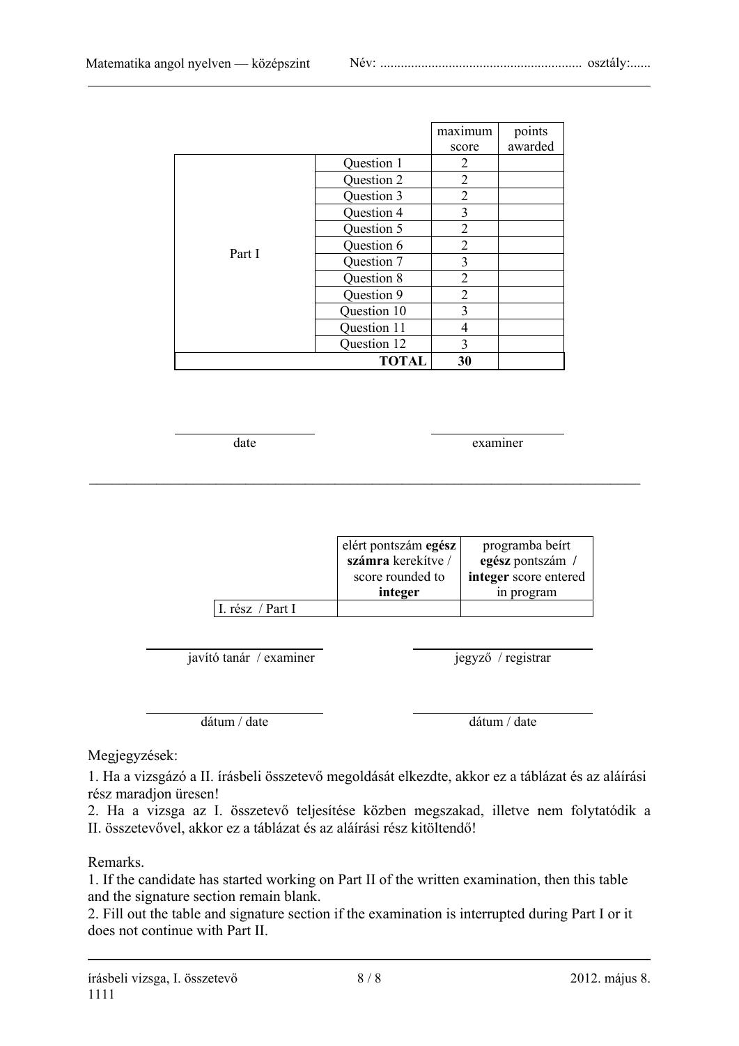| | | maximum score | points awarded |
|---|---|---|---|
| Part I | Question 1 | 2 | |
| | Question 2 | 2 | |
| | Question 3 | 2 | |
| | Question 4 | 3 | |
| | Question 5 | 2 | |
| | Question 6 | 2 | |
| | Question 7 | 3 | |
| | Question 8 | 2 | |
| | Question 9 | 2 | |
| | Question 10 | 3 | |
| | Question 11 | 4 | |
| | Question 12 | 3 | |
| | **TOTAL** | **30** | |

date ____________________ examiner ____________________

---

| | elért pontszám **egész számra** kerekítve / score rounded to **integer** | programba beírt **egész** pontszám / **integer** score entered in program |
|---|---|---|
| I. rész / Part I | | |

javító tanár / examiner ____________________ jegyző / registrar ____________________

dátum / date ____________________ dátum / date ____________________

Megjegyzések:

1. Ha a vizsgázó a II. írásbeli összetevő megoldását elkezdte, akkor ez a táblázat és az aláírási rész maradjon üresen!
2. Ha a vizsga az I. összetevő teljesítése közben megszakad, illetve nem folytatódik a II. összetevővel, akkor ez a táblázat és az aláírási rész kitöltendő!

Remarks.

1. If the candidate has started working on Part II of the written examination, then this table and the signature section remain blank.
2. Fill out the table and signature section if the examination is interrupted during Part I or it does not continue with Part II.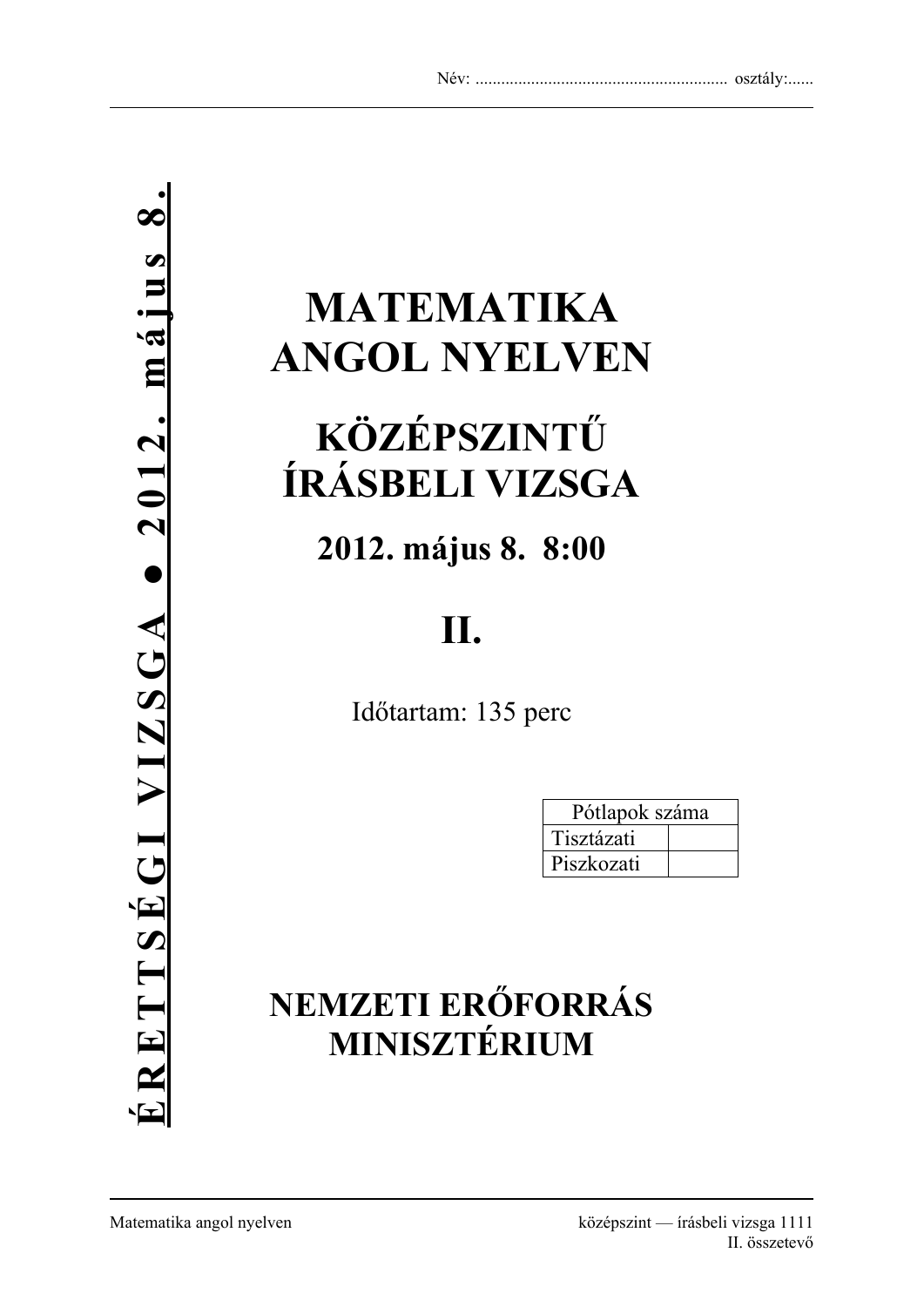Név: ........................................................ osztály:......

**É R E T T S É G I V I Z S G A ● 2 0 1 2. m á j u s 8.**

# MATEMATIKA ANGOL NYELVEN

# KÖZÉPSZINTŰ ÍRÁSBELI VIZSGA

## 2012. május 8. 8:00

# II.

Időtartam: 135 perc

| Pótlapok száma | |
|---|---|
| Tisztázati | |
| Piszkozati | |

## NEMZETI ERŐFORRÁS MINISZTÉRIUM

Matematika angol nyelven — középszint — írásbeli vizsga 1111

II. összetevő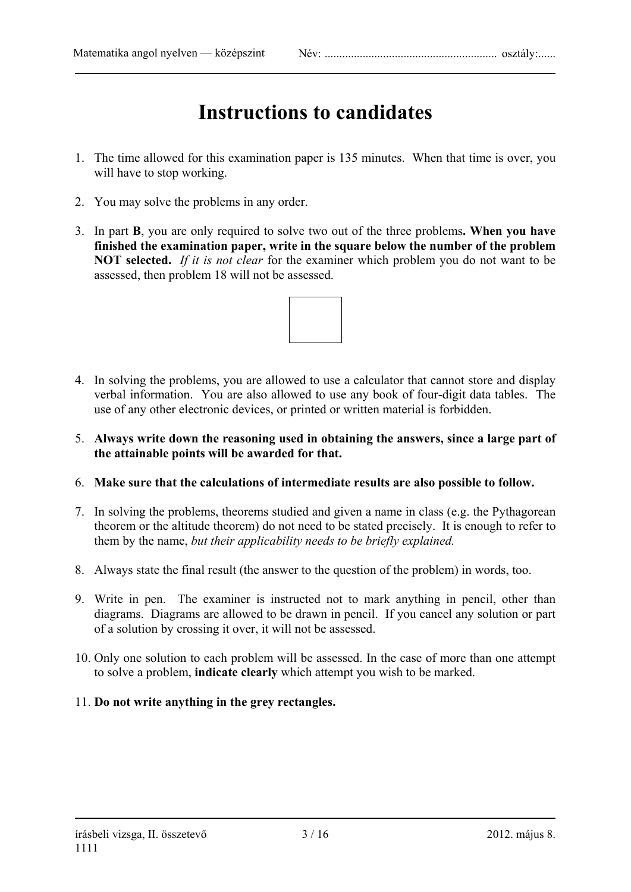# Instructions to candidates

1. The time allowed for this examination paper is 135 minutes. When that time is over, you will have to stop working.

2. You may solve the problems in any order.

3. In part **B**, you are only required to solve two out of the three problems**. When you have finished the examination paper, write in the square below the number of the problem NOT selected.** *If it is not clear* for the examiner which problem you do not want to be assessed, then problem 18 will not be assessed.

4. In solving the problems, you are allowed to use a calculator that cannot store and display verbal information. You are also allowed to use any book of four-digit data tables. The use of any other electronic devices, or printed or written material is forbidden.

5. **Always write down the reasoning used in obtaining the answers, since a large part of the attainable points will be awarded for that.**

6. **Make sure that the calculations of intermediate results are also possible to follow.**

7. In solving the problems, theorems studied and given a name in class (e.g. the Pythagorean theorem or the altitude theorem) do not need to be stated precisely. It is enough to refer to them by the name, *but their applicability needs to be briefly explained.*

8. Always state the final result (the answer to the question of the problem) in words, too.

9. Write in pen. The examiner is instructed not to mark anything in pencil, other than diagrams. Diagrams are allowed to be drawn in pencil. If you cancel any solution or part of a solution by crossing it over, it will not be assessed.

10. Only one solution to each problem will be assessed. In the case of more than one attempt to solve a problem, **indicate clearly** which attempt you wish to be marked.

11. **Do not write anything in the grey rectangles.**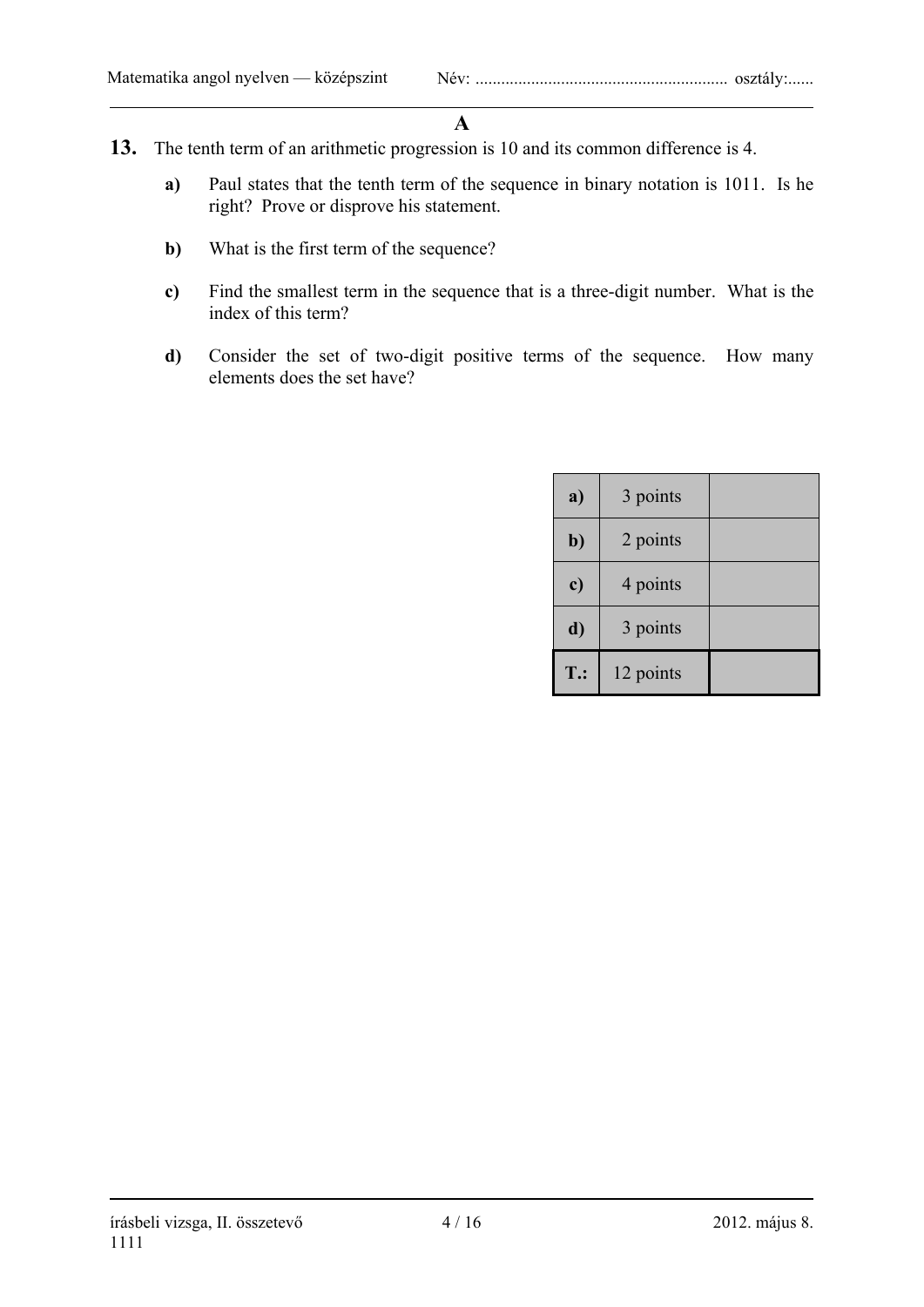# A

**13.** The tenth term of an arithmetic progression is 10 and its common difference is 4.

**a)** Paul states that the tenth term of the sequence in binary notation is 1011. Is he right? Prove or disprove his statement.

**b)** What is the first term of the sequence?

**c)** Find the smallest term in the sequence that is a three-digit number. What is the index of this term?

**d)** Consider the set of two-digit positive terms of the sequence. How many elements does the set have?

| | | |
|---|---|---|
| **a)** | 3 points | |
| **b)** | 2 points | |
| **c)** | 4 points | |
| **d)** | 3 points | |
| **T.:** | 12 points | |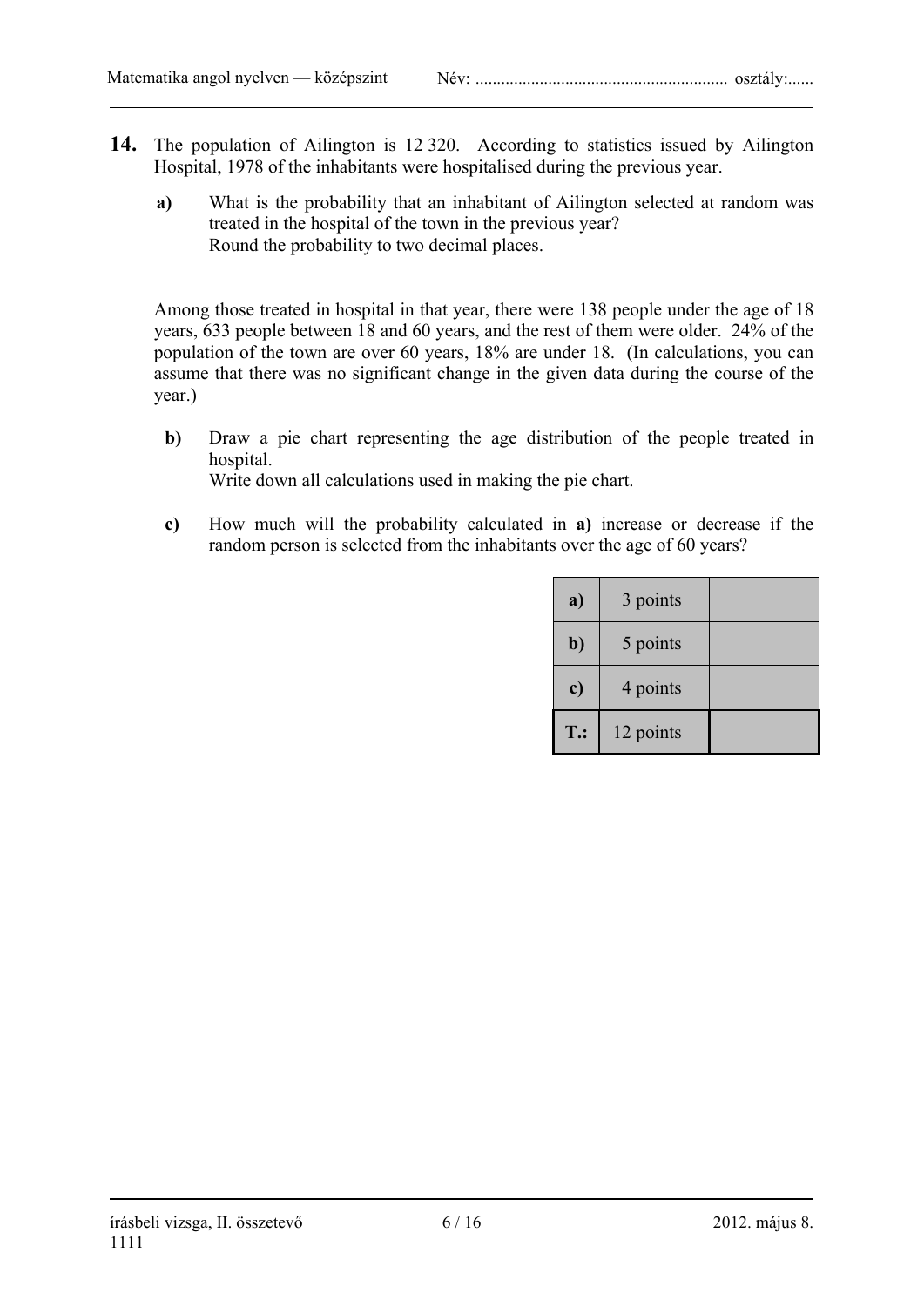**14.** The population of Ailington is 12 320. According to statistics issued by Ailington Hospital, 1978 of the inhabitants were hospitalised during the previous year.

**a)** What is the probability that an inhabitant of Ailington selected at random was treated in the hospital of the town in the previous year?
Round the probability to two decimal places.

Among those treated in hospital in that year, there were 138 people under the age of 18 years, 633 people between 18 and 60 years, and the rest of them were older. 24% of the population of the town are over 60 years, 18% are under 18. (In calculations, you can assume that there was no significant change in the given data during the course of the year.)

**b)** Draw a pie chart representing the age distribution of the people treated in hospital.
Write down all calculations used in making the pie chart.

**c)** How much will the probability calculated in **a)** increase or decrease if the random person is selected from the inhabitants over the age of 60 years?

| | | |
|---|---|---|
| **a)** | 3 points | |
| **b)** | 5 points | |
| **c)** | 4 points | |
| **T.:** | 12 points | |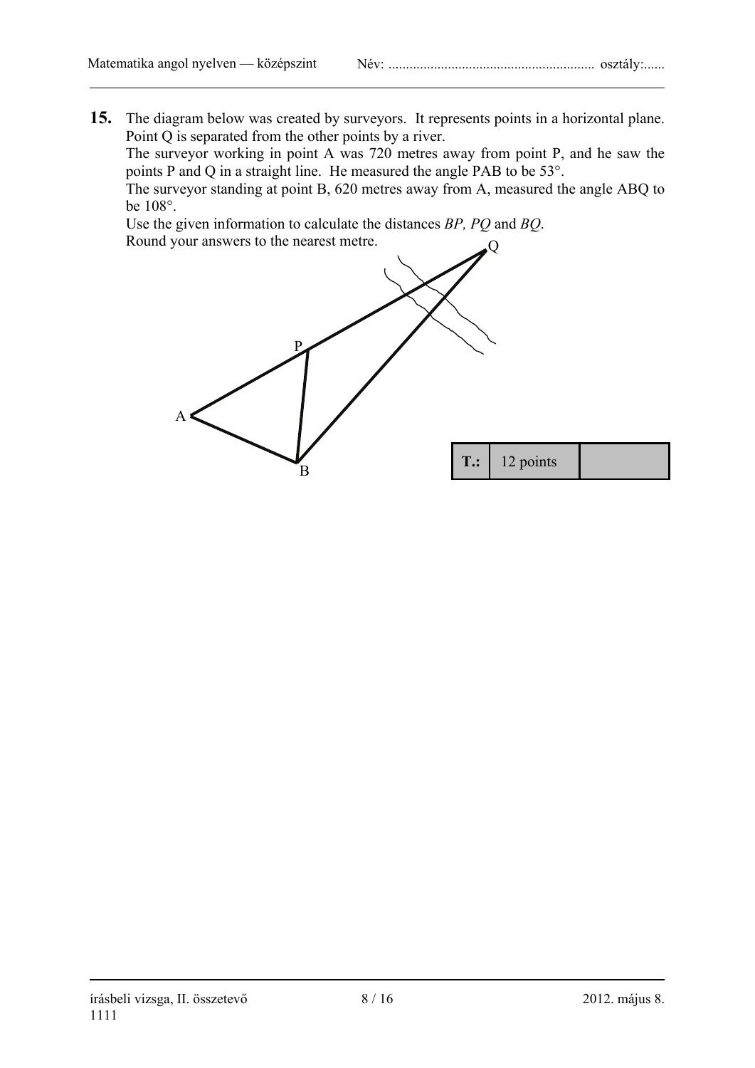**15.** The diagram below was created by surveyors. It represents points in a horizontal plane. Point Q is separated from the other points by a river.

The surveyor working in point A was 720 metres away from point P, and he saw the points P and Q in a straight line. He measured the angle PAB to be 53°.

The surveyor standing at point B, 620 metres away from A, measured the angle ABQ to be 108°.

Use the given information to calculate the distances *BP, PQ* and *BQ*.

Round your answers to the nearest metre.

| T.: | 12 points | |
|---|---|---|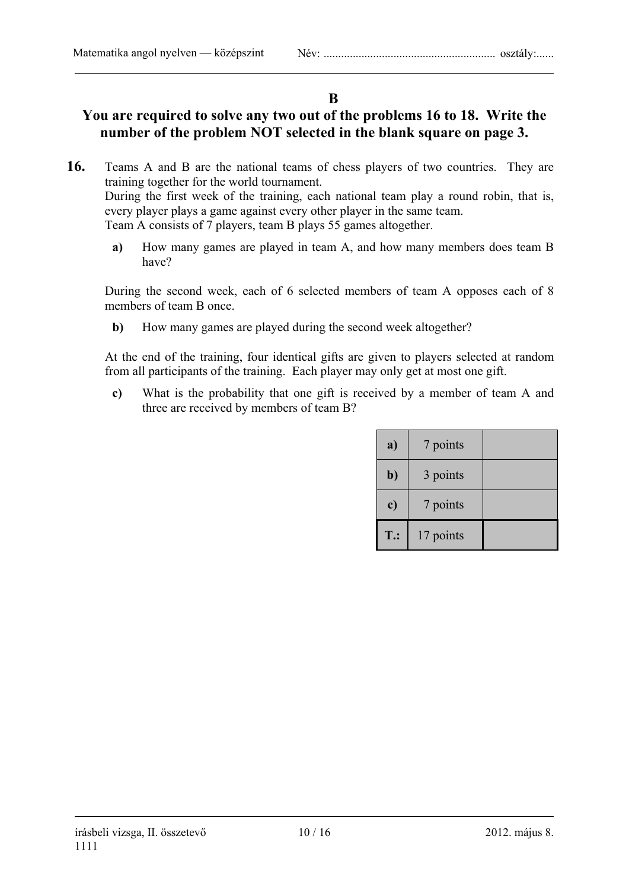## B

**You are required to solve any two out of the problems 16 to 18. Write the number of the problem NOT selected in the blank square on page 3.**

**16.** Teams A and B are the national teams of chess players of two countries. They are training together for the world tournament.
During the first week of the training, each national team play a round robin, that is, every player plays a game against every other player in the same team.
Team A consists of 7 players, team B plays 55 games altogether.

**a)** How many games are played in team A, and how many members does team B have?

During the second week, each of 6 selected members of team A opposes each of 8 members of team B once.

**b)** How many games are played during the second week altogether?

At the end of the training, four identical gifts are given to players selected at random from all participants of the training. Each player may only get at most one gift.

**c)** What is the probability that one gift is received by a member of team A and three are received by members of team B?

| | | |
|---|---|---|
| **a)** | 7 points | |
| **b)** | 3 points | |
| **c)** | 7 points | |
| **T.:** | 17 points | |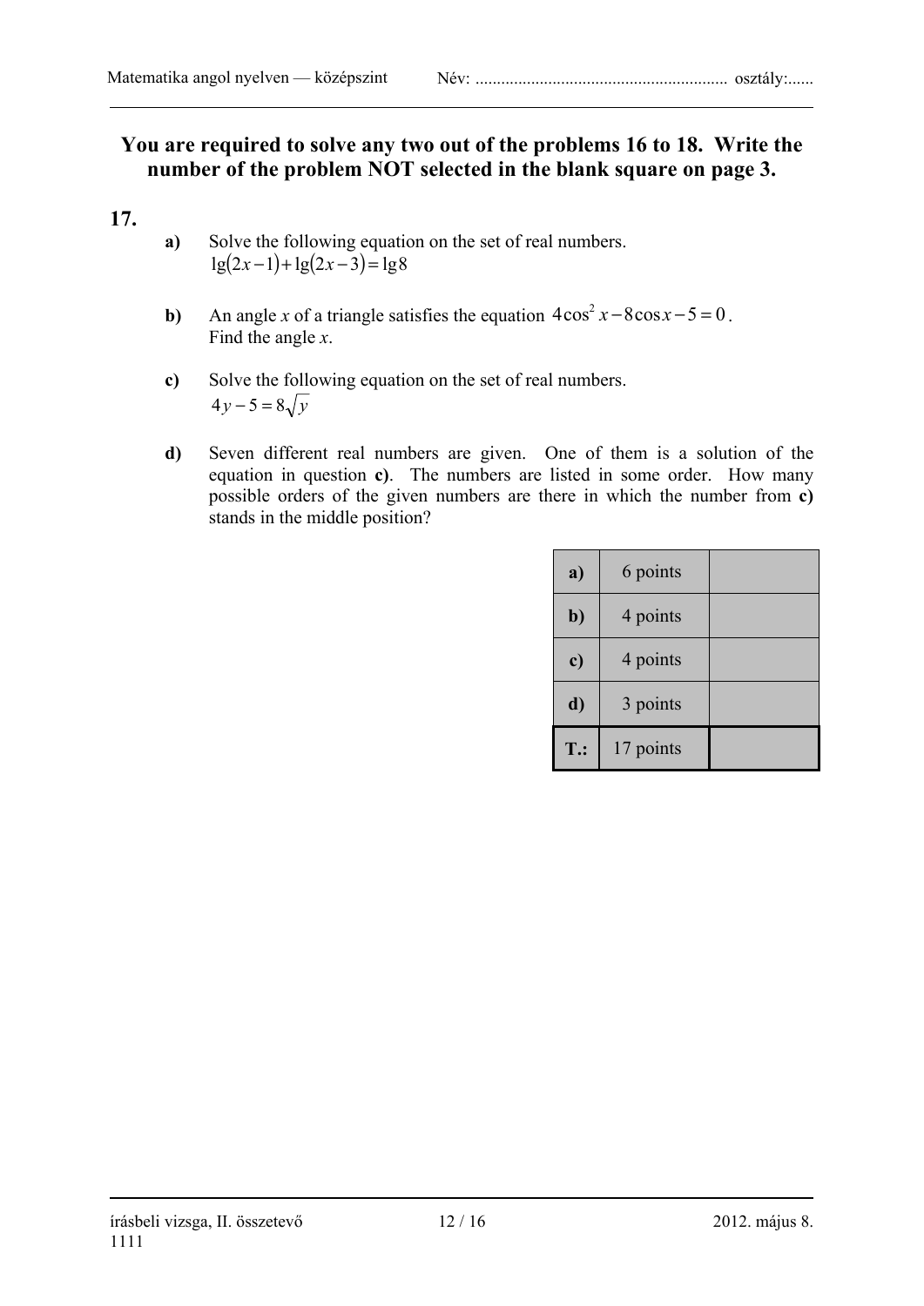**You are required to solve any two out of the problems 16 to 18. Write the number of the problem NOT selected in the blank square on page 3.**

**17.**

**a)** Solve the following equation on the set of real numbers.
$\lg(2x-1)+\lg(2x-3)=\lg 8$

**b)** An angle $x$ of a triangle satisfies the equation $4\cos^2 x - 8\cos x - 5 = 0$.
Find the angle $x$.

**c)** Solve the following equation on the set of real numbers.
$4y - 5 = 8\sqrt{y}$

**d)** Seven different real numbers are given. One of them is a solution of the equation in question **c)**. The numbers are listed in some order. How many possible orders of the given numbers are there in which the number from **c)** stands in the middle position?

| | | |
|---|---|---|
| **a)** | 6 points | |
| **b)** | 4 points | |
| **c)** | 4 points | |
| **d)** | 3 points | |
| **T.:** | 17 points | |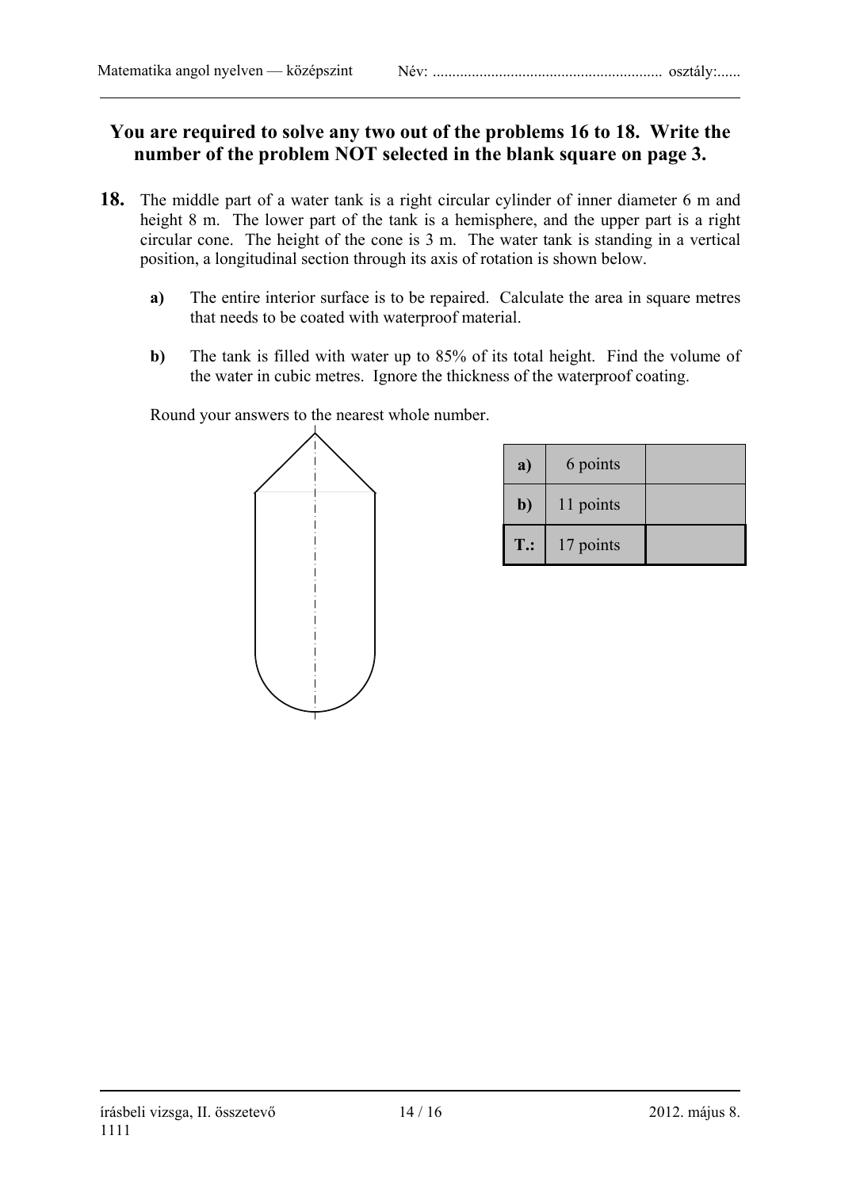**You are required to solve any two out of the problems 16 to 18. Write the number of the problem NOT selected in the blank square on page 3.**

**18.** The middle part of a water tank is a right circular cylinder of inner diameter 6 m and height 8 m. The lower part of the tank is a hemisphere, and the upper part is a right circular cone. The height of the cone is 3 m. The water tank is standing in a vertical position, a longitudinal section through its axis of rotation is shown below.

**a)** The entire interior surface is to be repaired. Calculate the area in square metres that needs to be coated with waterproof material.

**b)** The tank is filled with water up to 85% of its total height. Find the volume of the water in cubic metres. Ignore the thickness of the waterproof coating.

Round your answers to the nearest whole number.

| | | |
|---|---|---|
| **a)** | 6 points | |
| **b)** | 11 points | |
| **T.:** | 17 points | |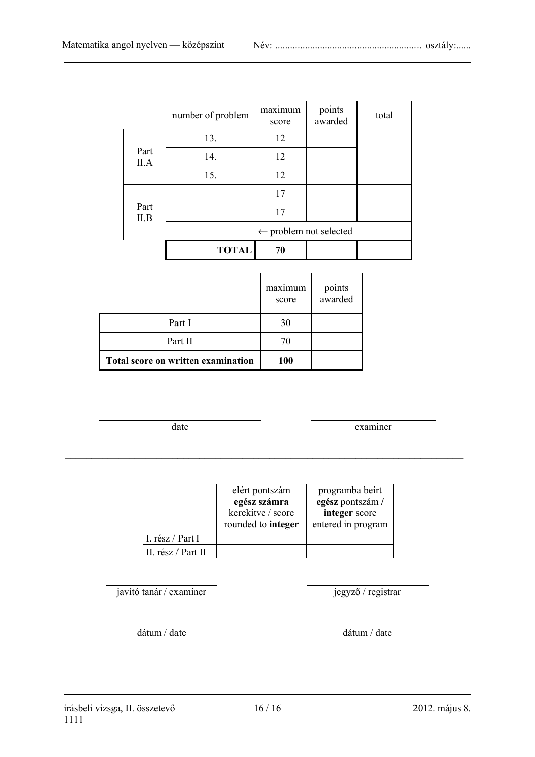| | number of problem | maximum score | points awarded | total |
|---|---|---|---|---|
| Part II.A | 13. | 12 | | |
| | 14. | 12 | | |
| | 15. | 12 | | |
| Part II.B | | 17 | | |
| | | 17 | | |
| | | ← problem not selected | | |
| | **TOTAL** | **70** | | |

| | maximum score | points awarded |
|---|---|---|
| Part I | 30 | |
| Part II | 70 | |
| **Total score on written examination** | **100** | |

date

examiner

| | elért pontszám **egész számra** kerekítve / score rounded to **integer** | programba beírt **egész** pontszám / **integer** score entered in program |
|---|---|---|
| I. rész / Part I | | |
| II. rész / Part II | | |

javító tanár / examiner

jegyző / registrar

dátum / date

dátum / date